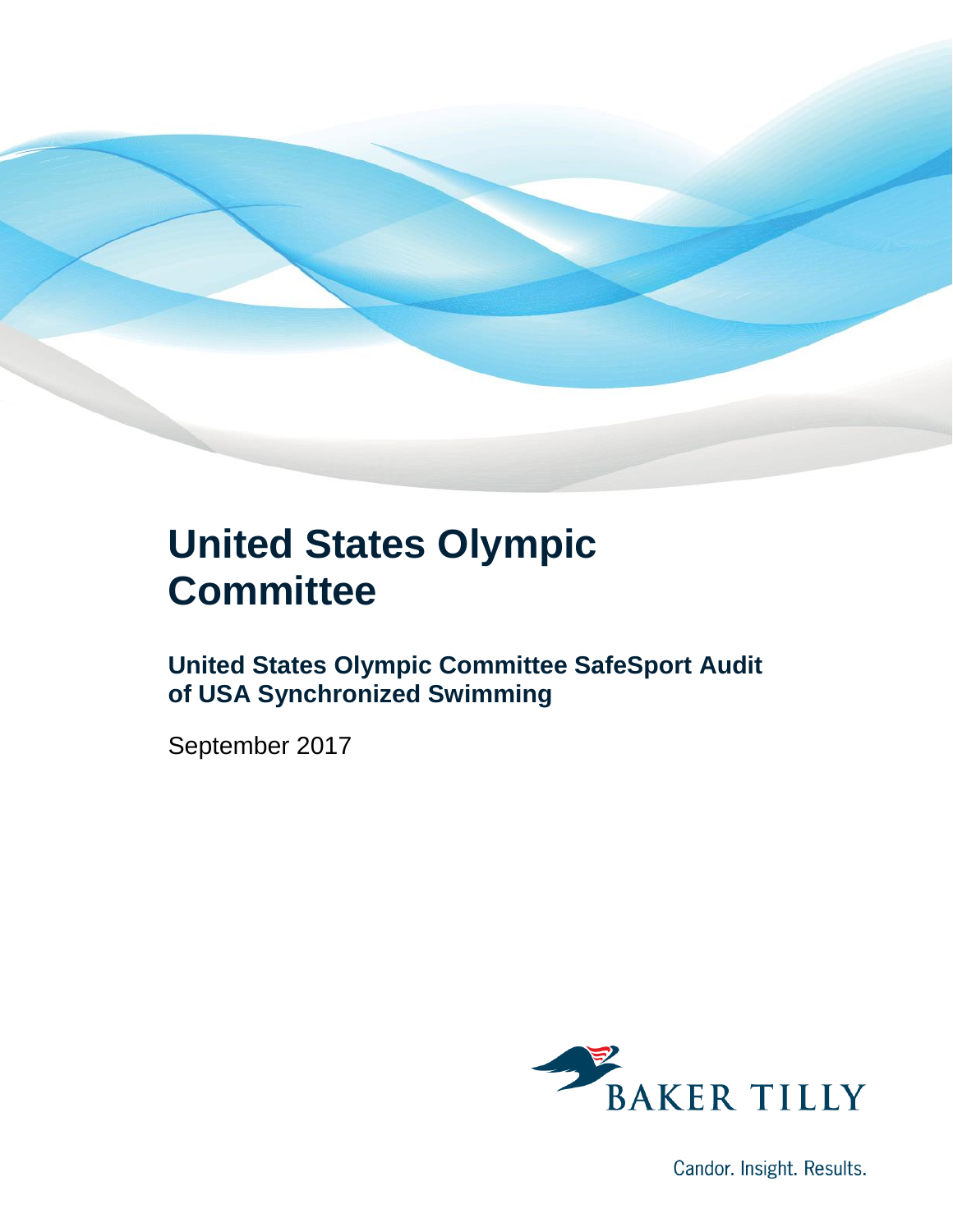# United States Olympic Committee

## United States Olympic Committee SafeSport Audit of USA Synchronized Swimming

September 2017

BAKER TILLY

Candor. Insight. Results.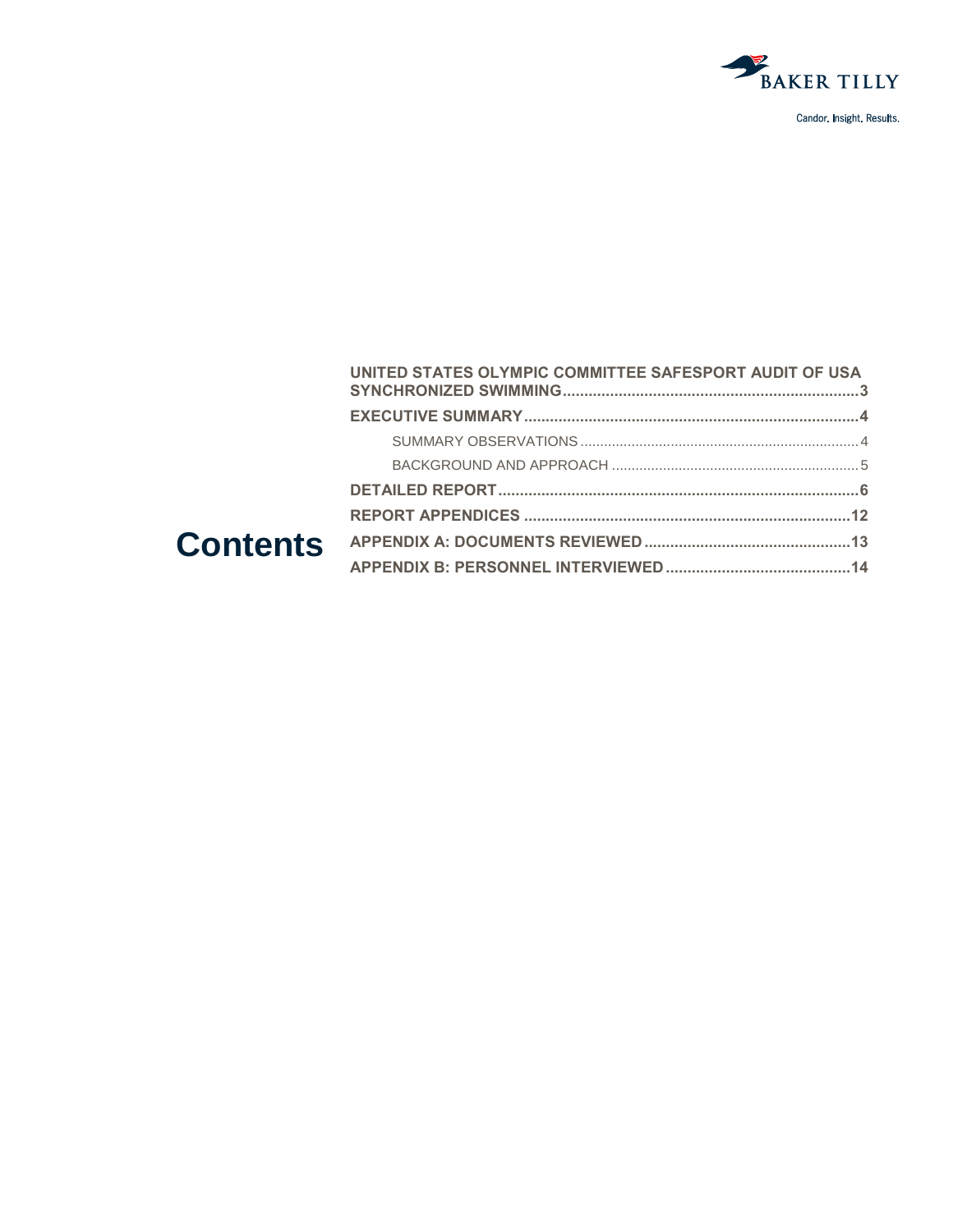# Contents

| | |
|---|---|
| **UNITED STATES OLYMPIC COMMITTEE SAFESPORT AUDIT OF USA SYNCHRONIZED SWIMMING** | **3** |
| **EXECUTIVE SUMMARY** | **4** |
| SUMMARY OBSERVATIONS | 4 |
| BACKGROUND AND APPROACH | 5 |
| **DETAILED REPORT** | **6** |
| **REPORT APPENDICES** | **12** |
| **APPENDIX A: DOCUMENTS REVIEWED** | **13** |
| **APPENDIX B: PERSONNEL INTERVIEWED** | **14** |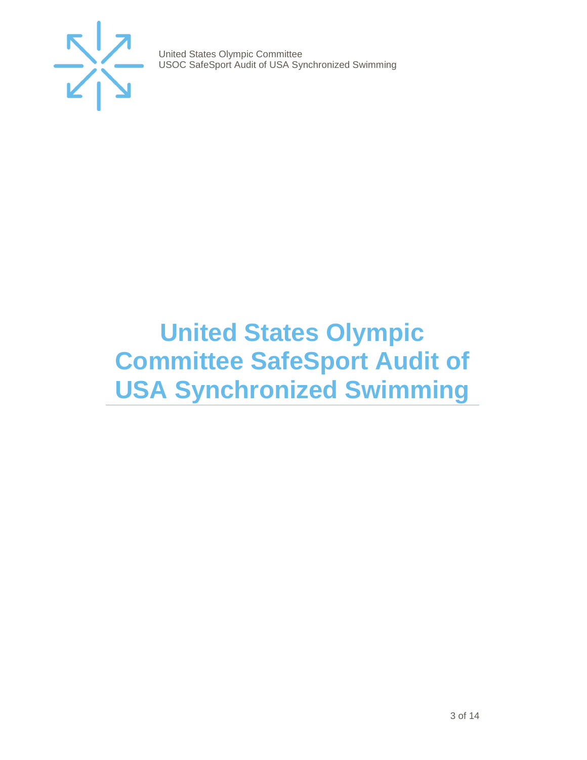# United States Olympic Committee SafeSport Audit of USA Synchronized Swimming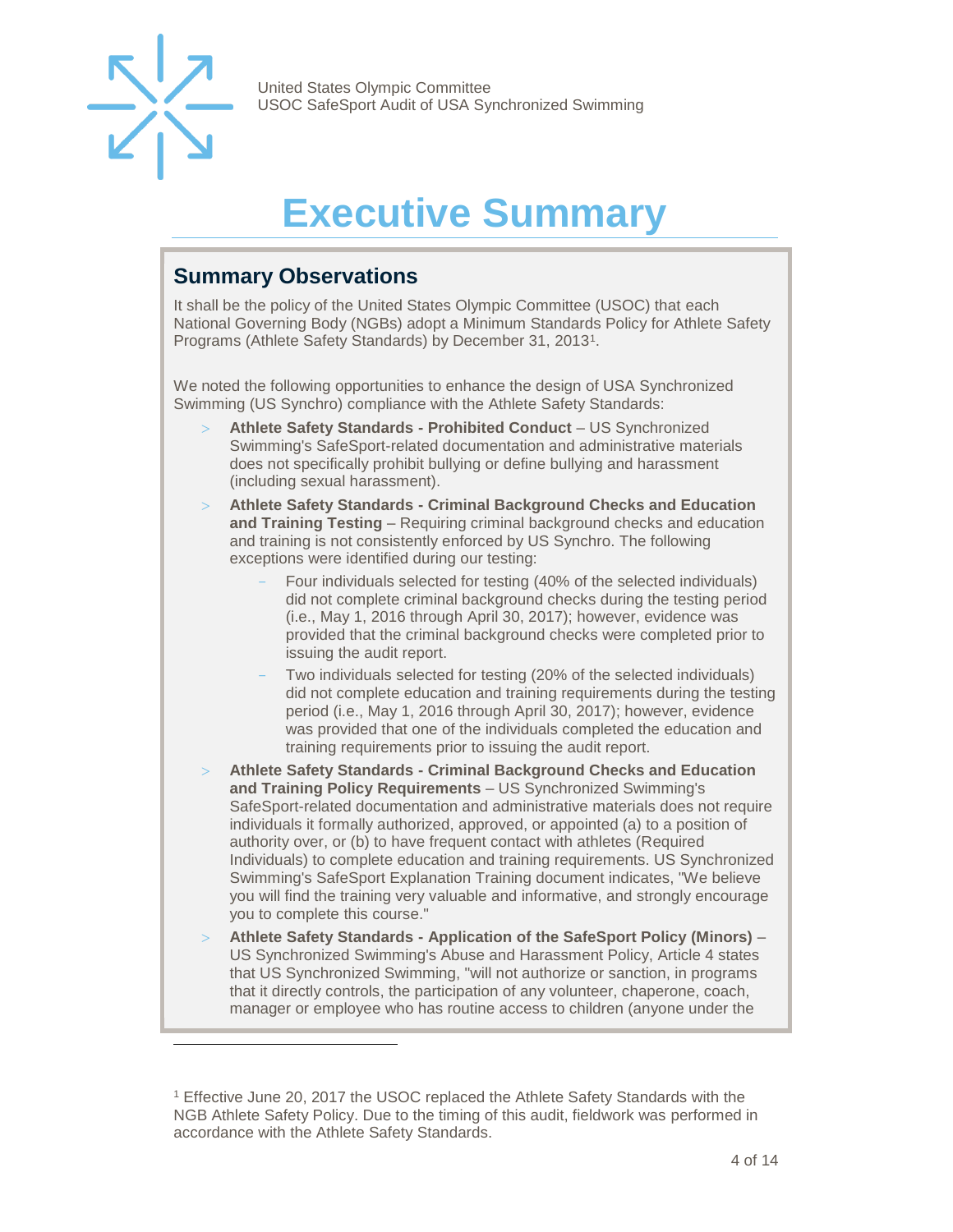# Executive Summary

## Summary Observations

It shall be the policy of the United States Olympic Committee (USOC) that each National Governing Body (NGBs) adopt a Minimum Standards Policy for Athlete Safety Programs (Athlete Safety Standards) by December 31, 2013[1].

We noted the following opportunities to enhance the design of USA Synchronized Swimming (US Synchro) compliance with the Athlete Safety Standards:

- **Athlete Safety Standards - Prohibited Conduct** – US Synchronized Swimming's SafeSport-related documentation and administrative materials does not specifically prohibit bullying or define bullying and harassment (including sexual harassment).
- **Athlete Safety Standards - Criminal Background Checks and Education and Training Testing** – Requiring criminal background checks and education and training is not consistently enforced by US Synchro. The following exceptions were identified during our testing:
  - Four individuals selected for testing (40% of the selected individuals) did not complete criminal background checks during the testing period (i.e., May 1, 2016 through April 30, 2017); however, evidence was provided that the criminal background checks were completed prior to issuing the audit report.
  - Two individuals selected for testing (20% of the selected individuals) did not complete education and training requirements during the testing period (i.e., May 1, 2016 through April 30, 2017); however, evidence was provided that one of the individuals completed the education and training requirements prior to issuing the audit report.
- **Athlete Safety Standards - Criminal Background Checks and Education and Training Policy Requirements** – US Synchronized Swimming's SafeSport-related documentation and administrative materials does not require individuals it formally authorized, approved, or appointed (a) to a position of authority over, or (b) to have frequent contact with athletes (Required Individuals) to complete education and training requirements. US Synchronized Swimming's SafeSport Explanation Training document indicates, "We believe you will find the training very valuable and informative, and strongly encourage you to complete this course."
- **Athlete Safety Standards - Application of the SafeSport Policy (Minors)** – US Synchronized Swimming's Abuse and Harassment Policy, Article 4 states that US Synchronized Swimming, "will not authorize or sanction, in programs that it directly controls, the participation of any volunteer, chaperone, coach, manager or employee who has routine access to children (anyone under the

[1] Effective June 20, 2017 the USOC replaced the Athlete Safety Standards with the NGB Athlete Safety Policy. Due to the timing of this audit, fieldwork was performed in accordance with the Athlete Safety Standards.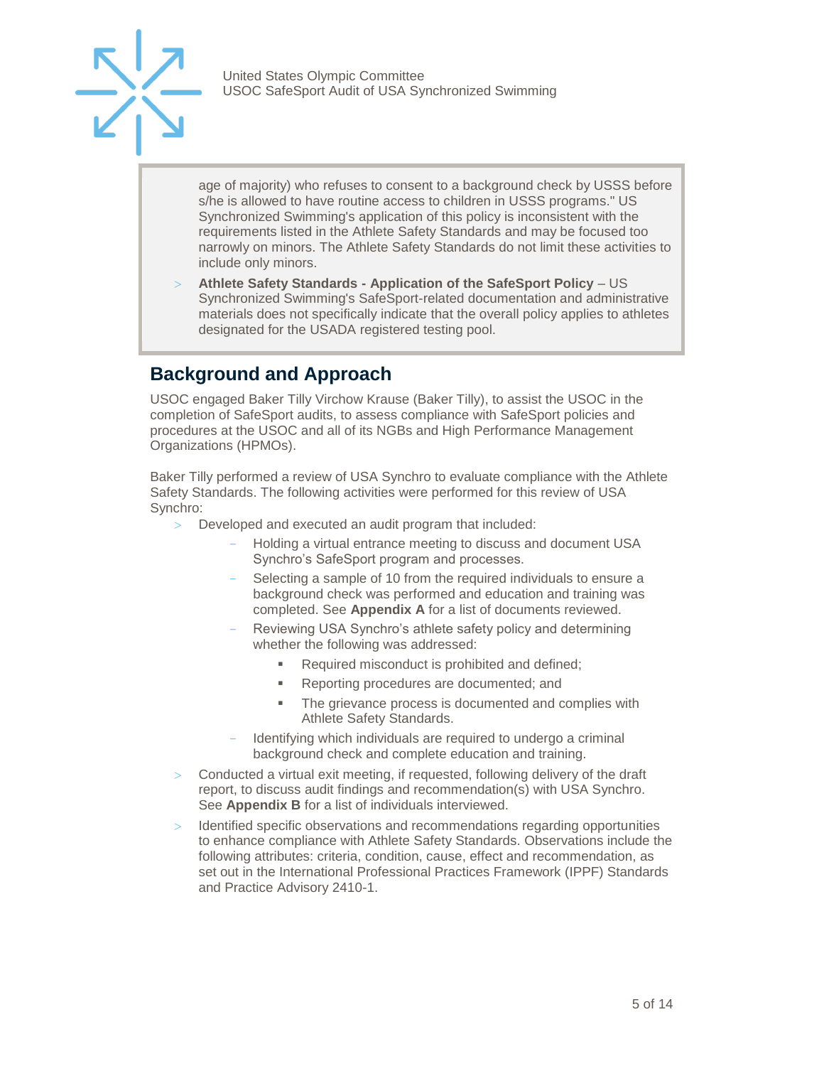age of majority) who refuses to consent to a background check by USSS before s/he is allowed to have routine access to children in USSS programs." US Synchronized Swimming's application of this policy is inconsistent with the requirements listed in the Athlete Safety Standards and may be focused too narrowly on minors. The Athlete Safety Standards do not limit these activities to include only minors.

- **Athlete Safety Standards - Application of the SafeSport Policy** – US Synchronized Swimming's SafeSport-related documentation and administrative materials does not specifically indicate that the overall policy applies to athletes designated for the USADA registered testing pool.

## Background and Approach

USOC engaged Baker Tilly Virchow Krause (Baker Tilly), to assist the USOC in the completion of SafeSport audits, to assess compliance with SafeSport policies and procedures at the USOC and all of its NGBs and High Performance Management Organizations (HPMOs).

Baker Tilly performed a review of USA Synchro to evaluate compliance with the Athlete Safety Standards. The following activities were performed for this review of USA Synchro:

- Developed and executed an audit program that included:
  - Holding a virtual entrance meeting to discuss and document USA Synchro's SafeSport program and processes.
  - Selecting a sample of 10 from the required individuals to ensure a background check was performed and education and training was completed. See **Appendix A** for a list of documents reviewed.
  - Reviewing USA Synchro's athlete safety policy and determining whether the following was addressed:
    - Required misconduct is prohibited and defined;
    - Reporting procedures are documented; and
    - The grievance process is documented and complies with Athlete Safety Standards.
  - Identifying which individuals are required to undergo a criminal background check and complete education and training.
- Conducted a virtual exit meeting, if requested, following delivery of the draft report, to discuss audit findings and recommendation(s) with USA Synchro. See **Appendix B** for a list of individuals interviewed.
- Identified specific observations and recommendations regarding opportunities to enhance compliance with Athlete Safety Standards. Observations include the following attributes: criteria, condition, cause, effect and recommendation, as set out in the International Professional Practices Framework (IPPF) Standards and Practice Advisory 2410-1.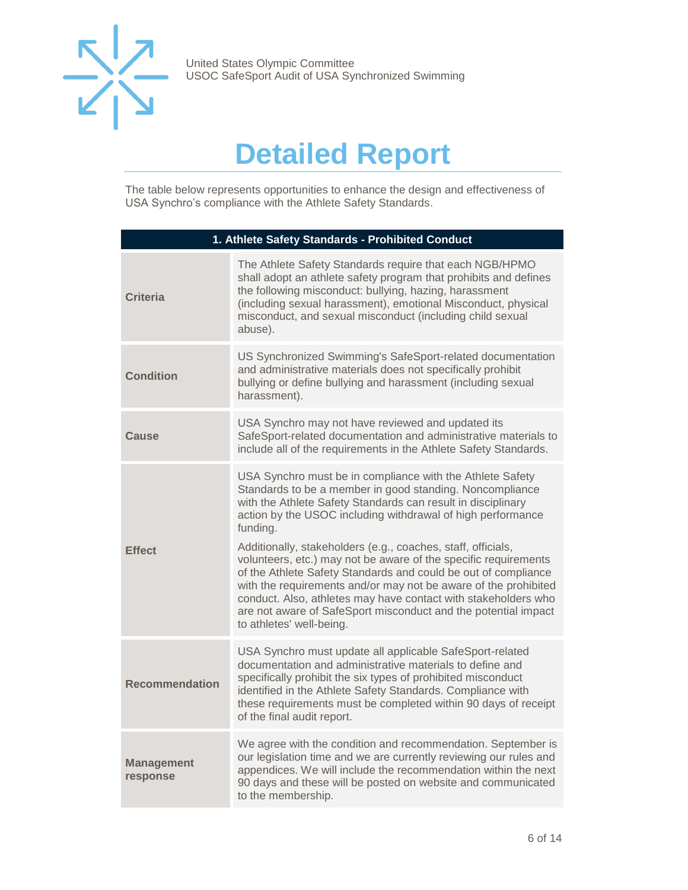# Detailed Report

The table below represents opportunities to enhance the design and effectiveness of USA Synchro's compliance with the Athlete Safety Standards.

| 1. Athlete Safety Standards - Prohibited Conduct | |
|---|---|
| **Criteria** | The Athlete Safety Standards require that each NGB/HPMO shall adopt an athlete safety program that prohibits and defines the following misconduct: bullying, hazing, harassment (including sexual harassment), emotional Misconduct, physical misconduct, and sexual misconduct (including child sexual abuse). |
| **Condition** | US Synchronized Swimming's SafeSport-related documentation and administrative materials does not specifically prohibit bullying or define bullying and harassment (including sexual harassment). |
| **Cause** | USA Synchro may not have reviewed and updated its SafeSport-related documentation and administrative materials to include all of the requirements in the Athlete Safety Standards. |
| **Effect** | USA Synchro must be in compliance with the Athlete Safety Standards to be a member in good standing. Noncompliance with the Athlete Safety Standards can result in disciplinary action by the USOC including withdrawal of high performance funding.<br><br>Additionally, stakeholders (e.g., coaches, staff, officials, volunteers, etc.) may not be aware of the specific requirements of the Athlete Safety Standards and could be out of compliance with the requirements and/or may not be aware of the prohibited conduct. Also, athletes may have contact with stakeholders who are not aware of SafeSport misconduct and the potential impact to athletes' well-being. |
| **Recommendation** | USA Synchro must update all applicable SafeSport-related documentation and administrative materials to define and specifically prohibit the six types of prohibited misconduct identified in the Athlete Safety Standards. Compliance with these requirements must be completed within 90 days of receipt of the final audit report. |
| **Management response** | We agree with the condition and recommendation. September is our legislation time and we are currently reviewing our rules and appendices. We will include the recommendation within the next 90 days and these will be posted on website and communicated to the membership. |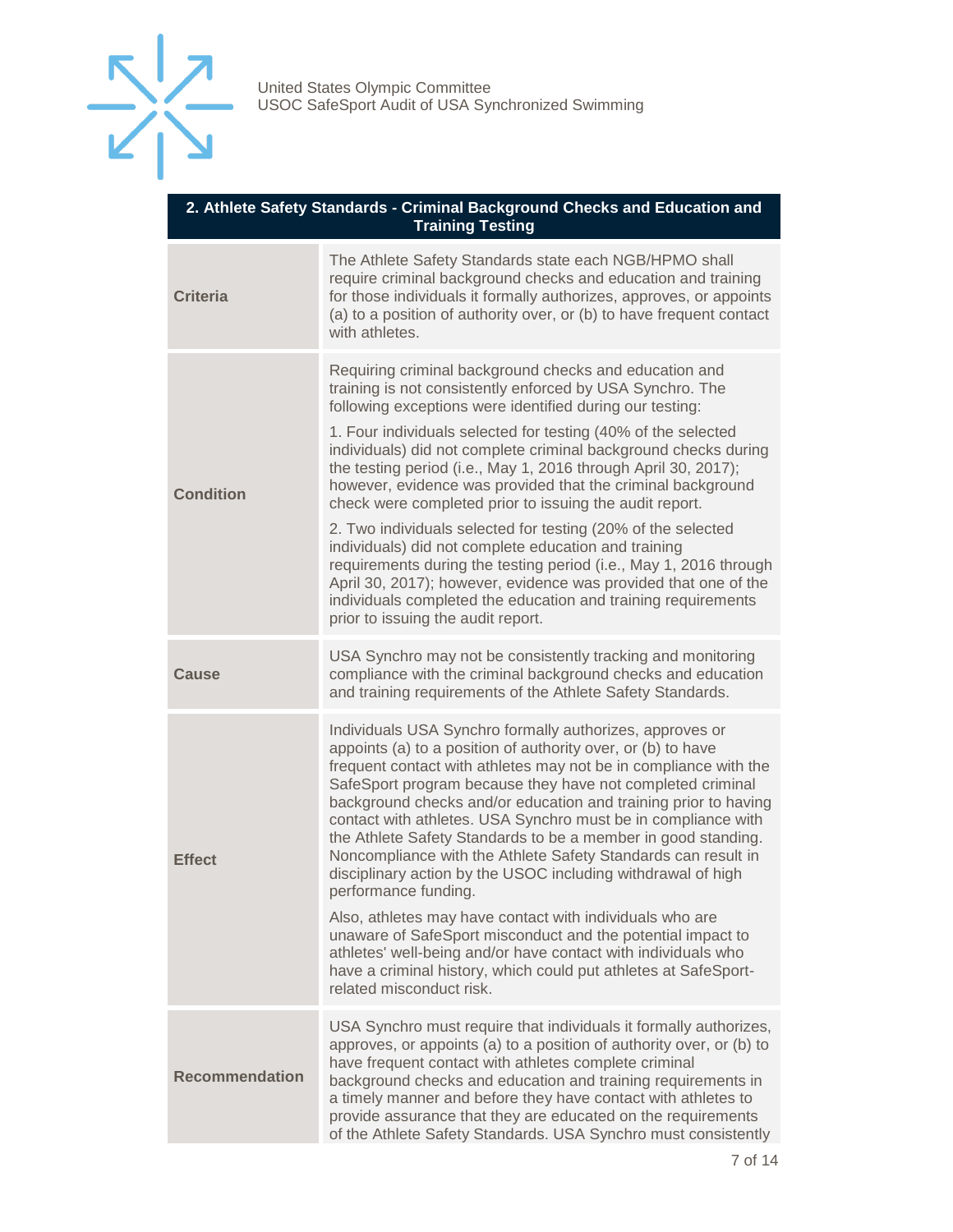| 2. Athlete Safety Standards - Criminal Background Checks and Education and Training Testing | |
|---|---|
| **Criteria** | The Athlete Safety Standards state each NGB/HPMO shall require criminal background checks and education and training for those individuals it formally authorizes, approves, or appoints (a) to a position of authority over, or (b) to have frequent contact with athletes. |
| **Condition** | Requiring criminal background checks and education and training is not consistently enforced by USA Synchro. The following exceptions were identified during our testing:<br><br>1. Four individuals selected for testing (40% of the selected individuals) did not complete criminal background checks during the testing period (i.e., May 1, 2016 through April 30, 2017); however, evidence was provided that the criminal background check were completed prior to issuing the audit report.<br><br>2. Two individuals selected for testing (20% of the selected individuals) did not complete education and training requirements during the testing period (i.e., May 1, 2016 through April 30, 2017); however, evidence was provided that one of the individuals completed the education and training requirements prior to issuing the audit report. |
| **Cause** | USA Synchro may not be consistently tracking and monitoring compliance with the criminal background checks and education and training requirements of the Athlete Safety Standards. |
| **Effect** | Individuals USA Synchro formally authorizes, approves or appoints (a) to a position of authority over, or (b) to have frequent contact with athletes may not be in compliance with the SafeSport program because they have not completed criminal background checks and/or education and training prior to having contact with athletes. USA Synchro must be in compliance with the Athlete Safety Standards to be a member in good standing. Noncompliance with the Athlete Safety Standards can result in disciplinary action by the USOC including withdrawal of high performance funding.<br><br>Also, athletes may have contact with individuals who are unaware of SafeSport misconduct and the potential impact to athletes' well-being and/or have contact with individuals who have a criminal history, which could put athletes at SafeSport-related misconduct risk. |
| **Recommendation** | USA Synchro must require that individuals it formally authorizes, approves, or appoints (a) to a position of authority over, or (b) to have frequent contact with athletes complete criminal background checks and education and training requirements in a timely manner and before they have contact with athletes to provide assurance that they are educated on the requirements of the Athlete Safety Standards. USA Synchro must consistently |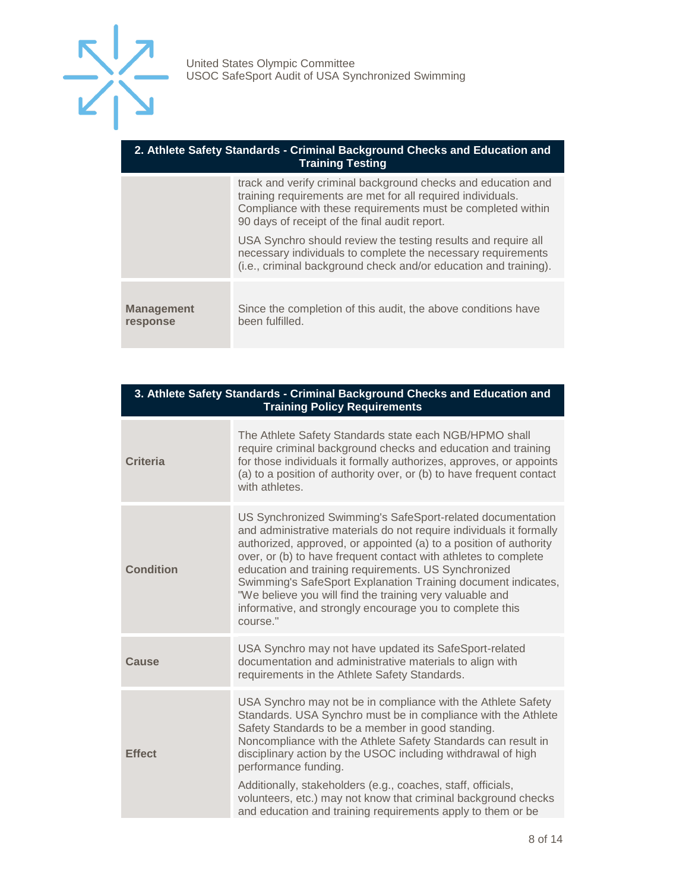| 2. Athlete Safety Standards - Criminal Background Checks and Education and Training Testing | |
|---|---|
| | track and verify criminal background checks and education and training requirements are met for all required individuals. Compliance with these requirements must be completed within 90 days of receipt of the final audit report.<br><br>USA Synchro should review the testing results and require all necessary individuals to complete the necessary requirements (i.e., criminal background check and/or education and training). |
| **Management response** | Since the completion of this audit, the above conditions have been fulfilled. |

| 3. Athlete Safety Standards - Criminal Background Checks and Education and Training Policy Requirements | |
|---|---|
| **Criteria** | The Athlete Safety Standards state each NGB/HPMO shall require criminal background checks and education and training for those individuals it formally authorizes, approves, or appoints (a) to a position of authority over, or (b) to have frequent contact with athletes. |
| **Condition** | US Synchronized Swimming's SafeSport-related documentation and administrative materials do not require individuals it formally authorized, approved, or appointed (a) to a position of authority over, or (b) to have frequent contact with athletes to complete education and training requirements. US Synchronized Swimming's SafeSport Explanation Training document indicates, "We believe you will find the training very valuable and informative, and strongly encourage you to complete this course." |
| **Cause** | USA Synchro may not have updated its SafeSport-related documentation and administrative materials to align with requirements in the Athlete Safety Standards. |
| **Effect** | USA Synchro may not be in compliance with the Athlete Safety Standards. USA Synchro must be in compliance with the Athlete Safety Standards to be a member in good standing. Noncompliance with the Athlete Safety Standards can result in disciplinary action by the USOC including withdrawal of high performance funding.<br><br>Additionally, stakeholders (e.g., coaches, staff, officials, volunteers, etc.) may not know that criminal background checks and education and training requirements apply to them or be |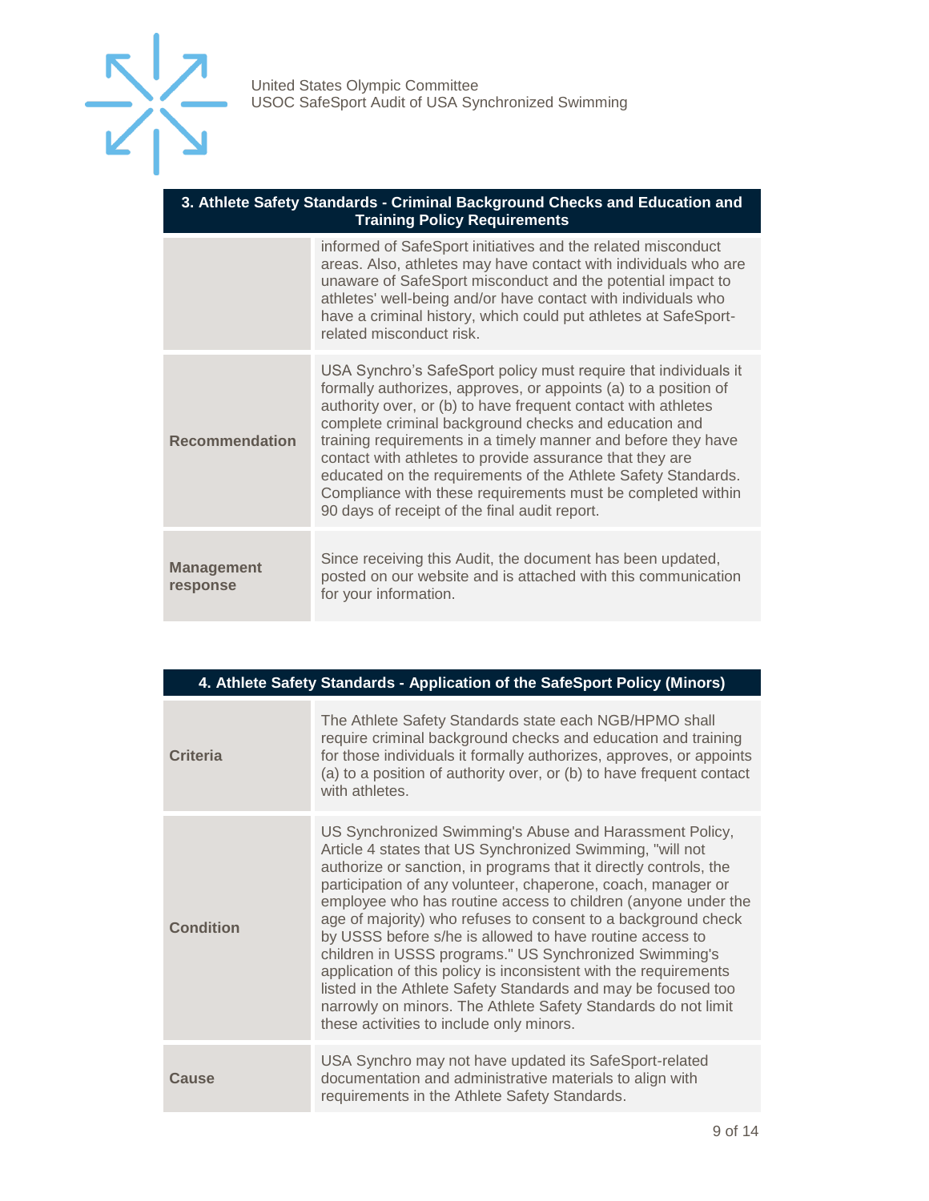| 3. Athlete Safety Standards - Criminal Background Checks and Education and Training Policy Requirements | |
|---|---|
| | informed of SafeSport initiatives and the related misconduct areas. Also, athletes may have contact with individuals who are unaware of SafeSport misconduct and the potential impact to athletes' well-being and/or have contact with individuals who have a criminal history, which could put athletes at SafeSport-related misconduct risk. |
| **Recommendation** | USA Synchro's SafeSport policy must require that individuals it formally authorizes, approves, or appoints (a) to a position of authority over, or (b) to have frequent contact with athletes complete criminal background checks and education and training requirements in a timely manner and before they have contact with athletes to provide assurance that they are educated on the requirements of the Athlete Safety Standards. Compliance with these requirements must be completed within 90 days of receipt of the final audit report. |
| **Management response** | Since receiving this Audit, the document has been updated, posted on our website and is attached with this communication for your information. |

| 4. Athlete Safety Standards - Application of the SafeSport Policy (Minors) | |
|---|---|
| **Criteria** | The Athlete Safety Standards state each NGB/HPMO shall require criminal background checks and education and training for those individuals it formally authorizes, approves, or appoints (a) to a position of authority over, or (b) to have frequent contact with athletes. |
| **Condition** | US Synchronized Swimming's Abuse and Harassment Policy, Article 4 states that US Synchronized Swimming, "will not authorize or sanction, in programs that it directly controls, the participation of any volunteer, chaperone, coach, manager or employee who has routine access to children (anyone under the age of majority) who refuses to consent to a background check by USSS before s/he is allowed to have routine access to children in USSS programs." US Synchronized Swimming's application of this policy is inconsistent with the requirements listed in the Athlete Safety Standards and may be focused too narrowly on minors. The Athlete Safety Standards do not limit these activities to include only minors. |
| **Cause** | USA Synchro may not have updated its SafeSport-related documentation and administrative materials to align with requirements in the Athlete Safety Standards. |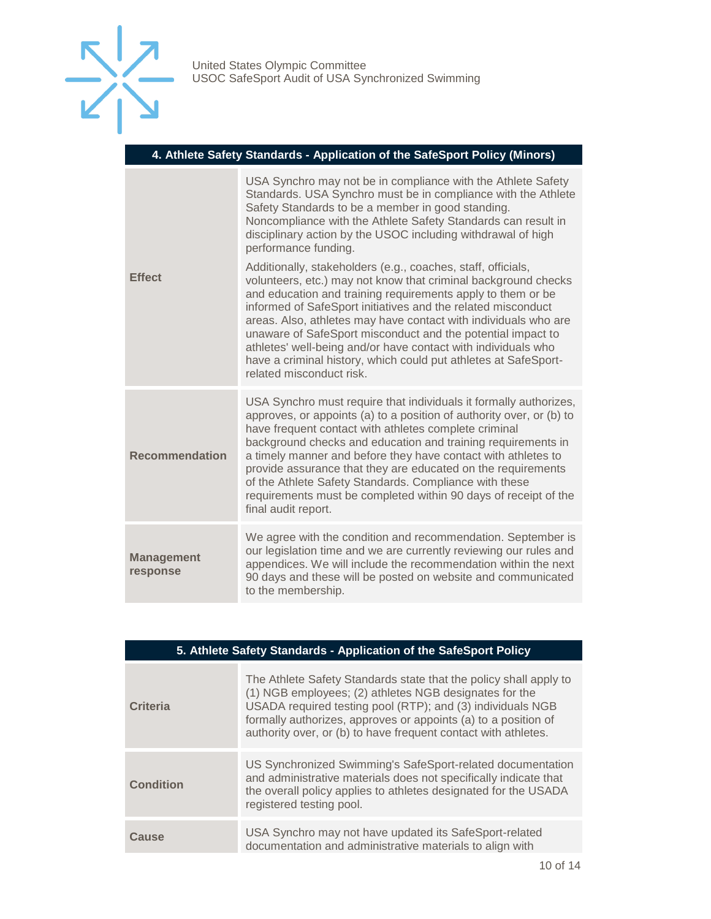| 4. Athlete Safety Standards - Application of the SafeSport Policy (Minors) | |
|---|---|
| **Effect** | USA Synchro may not be in compliance with the Athlete Safety Standards. USA Synchro must be in compliance with the Athlete Safety Standards to be a member in good standing. Noncompliance with the Athlete Safety Standards can result in disciplinary action by the USOC including withdrawal of high performance funding.<br><br>Additionally, stakeholders (e.g., coaches, staff, officials, volunteers, etc.) may not know that criminal background checks and education and training requirements apply to them or be informed of SafeSport initiatives and the related misconduct areas. Also, athletes may have contact with individuals who are unaware of SafeSport misconduct and the potential impact to athletes' well-being and/or have contact with individuals who have a criminal history, which could put athletes at SafeSport-related misconduct risk. |
| **Recommendation** | USA Synchro must require that individuals it formally authorizes, approves, or appoints (a) to a position of authority over, or (b) to have frequent contact with athletes complete criminal background checks and education and training requirements in a timely manner and before they have contact with athletes to provide assurance that they are educated on the requirements of the Athlete Safety Standards. Compliance with these requirements must be completed within 90 days of receipt of the final audit report. |
| **Management response** | We agree with the condition and recommendation. September is our legislation time and we are currently reviewing our rules and appendices. We will include the recommendation within the next 90 days and these will be posted on website and communicated to the membership. |

| 5. Athlete Safety Standards - Application of the SafeSport Policy | |
|---|---|
| **Criteria** | The Athlete Safety Standards state that the policy shall apply to (1) NGB employees; (2) athletes NGB designates for the USADA required testing pool (RTP); and (3) individuals NGB formally authorizes, approves or appoints (a) to a position of authority over, or (b) to have frequent contact with athletes. |
| **Condition** | US Synchronized Swimming's SafeSport-related documentation and administrative materials does not specifically indicate that the overall policy applies to athletes designated for the USADA registered testing pool. |
| **Cause** | USA Synchro may not have updated its SafeSport-related documentation and administrative materials to align with |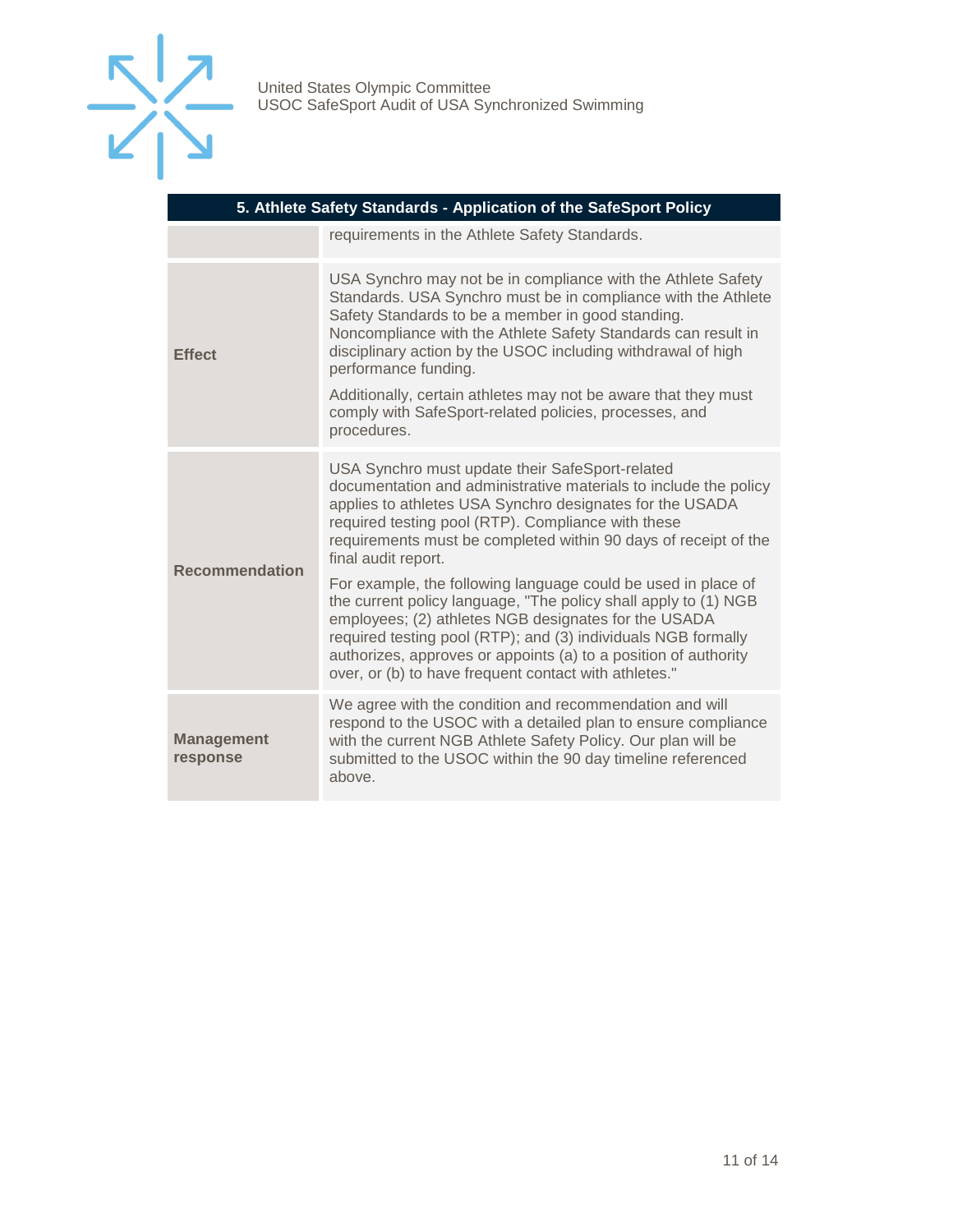| 5. Athlete Safety Standards - Application of the SafeSport Policy | |
|---|---|
| | requirements in the Athlete Safety Standards. |
| **Effect** | USA Synchro may not be in compliance with the Athlete Safety Standards. USA Synchro must be in compliance with the Athlete Safety Standards to be a member in good standing. Noncompliance with the Athlete Safety Standards can result in disciplinary action by the USOC including withdrawal of high performance funding.<br><br>Additionally, certain athletes may not be aware that they must comply with SafeSport-related policies, processes, and procedures. |
| **Recommendation** | USA Synchro must update their SafeSport-related documentation and administrative materials to include the policy applies to athletes USA Synchro designates for the USADA required testing pool (RTP). Compliance with these requirements must be completed within 90 days of receipt of the final audit report.<br><br>For example, the following language could be used in place of the current policy language, "The policy shall apply to (1) NGB employees; (2) athletes NGB designates for the USADA required testing pool (RTP); and (3) individuals NGB formally authorizes, approves or appoints (a) to a position of authority over, or (b) to have frequent contact with athletes." |
| **Management response** | We agree with the condition and recommendation and will respond to the USOC with a detailed plan to ensure compliance with the current NGB Athlete Safety Policy. Our plan will be submitted to the USOC within the 90 day timeline referenced above. |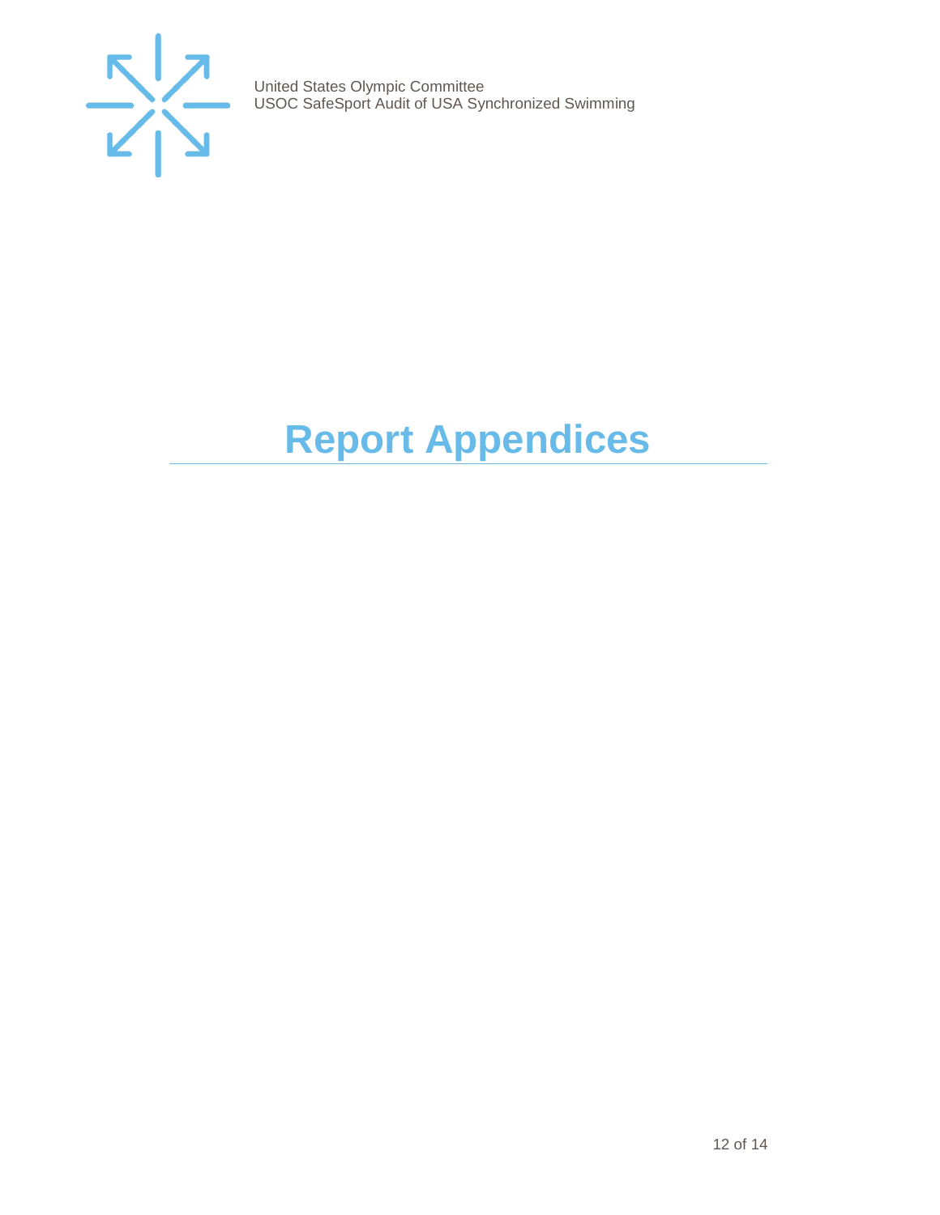# Report Appendices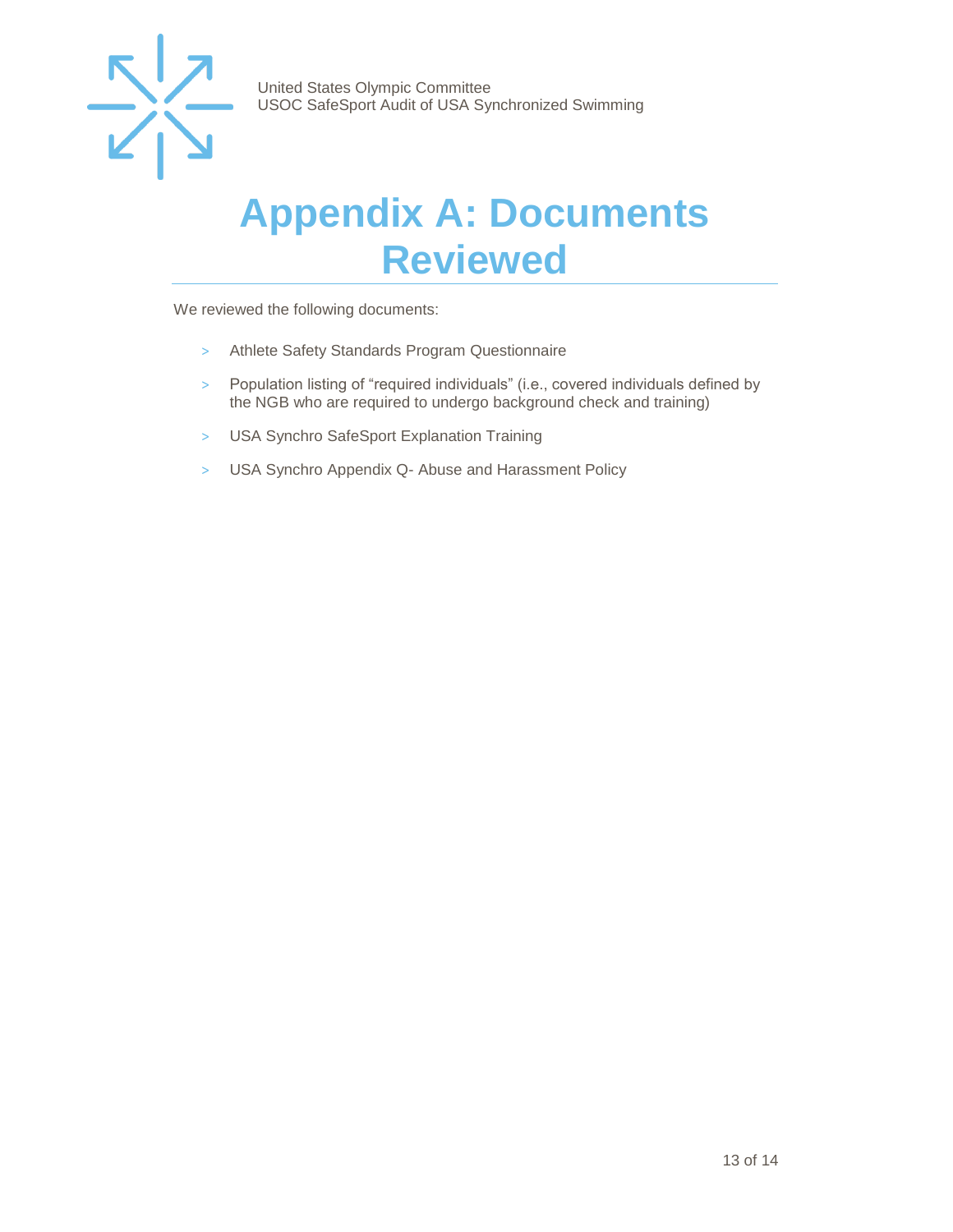# Appendix A: Documents Reviewed

We reviewed the following documents:

- Athlete Safety Standards Program Questionnaire
- Population listing of “required individuals” (i.e., covered individuals defined by the NGB who are required to undergo background check and training)
- USA Synchro SafeSport Explanation Training
- USA Synchro Appendix Q- Abuse and Harassment Policy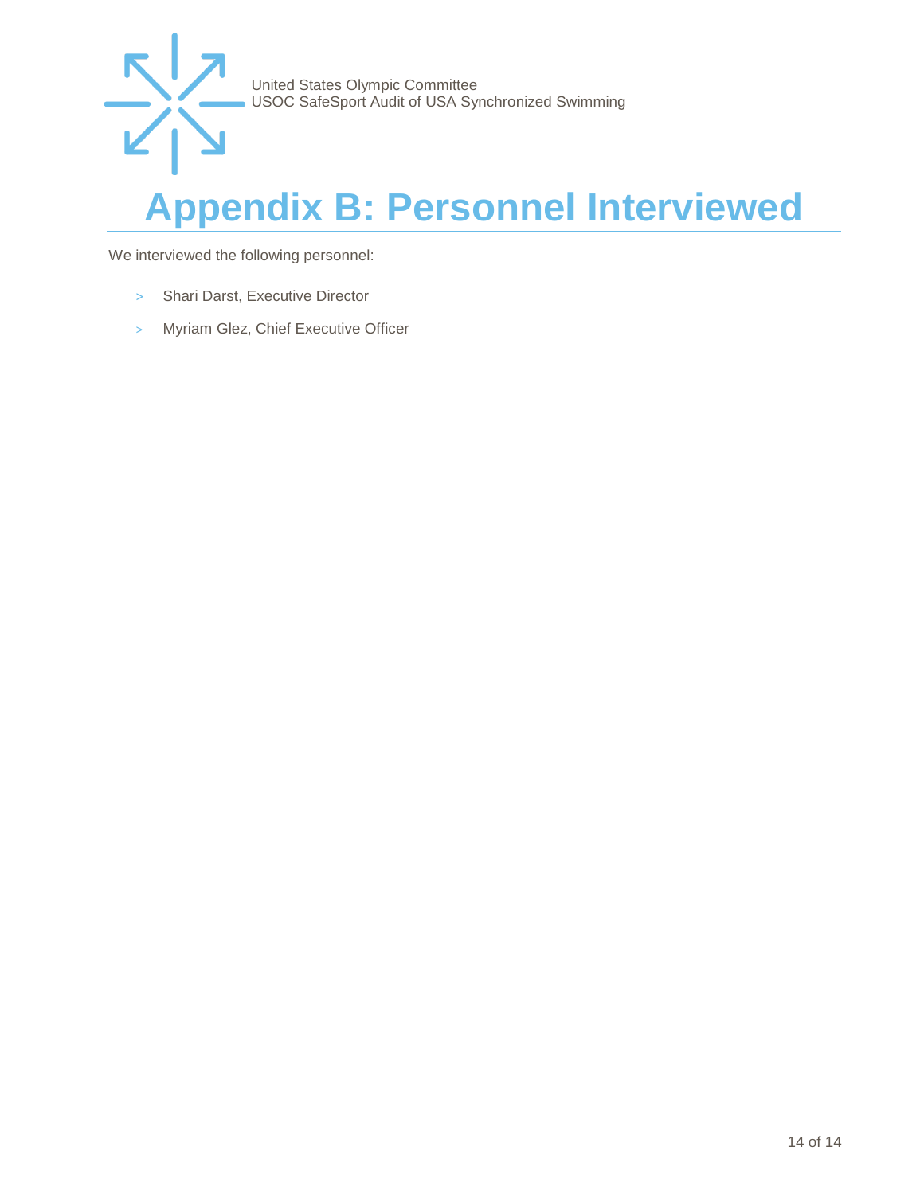# Appendix B: Personnel Interviewed

We interviewed the following personnel:

- Shari Darst, Executive Director
- Myriam Glez, Chief Executive Officer